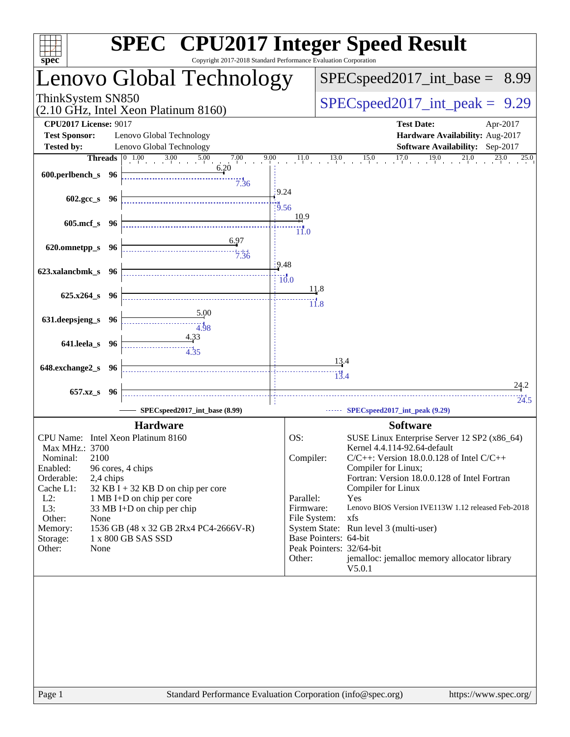# SPEC CPU2017 Integer Speed Result

Copyright 2017-2018 Standard Performance Evaluation Corporation

## Lenovo Global Technology

ThinkSystem SN850
(2.10 GHz, Intel Xeon Platinum 8160)

**SPECspeed2017_int_base = 8.99**

**SPECspeed2017_int_peak = 9.29**

| | | | |
|---|---|---|---|
| **CPU2017 License:** | 9017 | **Test Date:** | Apr-2017 |
| **Test Sponsor:** | Lenovo Global Technology | **Hardware Availability:** | Aug-2017 |
| **Tested by:** | Lenovo Global Technology | **Software Availability:** | Sep-2017 |

| Benchmark | Threads | Base | Peak |
|---|---|---|---|
| 600.perlbench_s | 96 | 6.20 | 7.36 |
| 602.gcc_s | 96 | 9.24 | 9.56 |
| 605.mcf_s | 96 | 10.9 | 11.0 |
| 620.omnetpp_s | 96 | 6.97 | 7.36 |
| 623.xalancbmk_s | 96 | 9.48 | 10.0 |
| 625.x264_s | 96 | 11.8 | 11.8 |
| 631.deepsjeng_s | 96 | 5.00 | 4.98 |
| 641.leela_s | 96 | 4.33 | 4.35 |
| 648.exchange2_s | 96 | 13.4 | 13.4 |
| 657.xz_s | 96 | 24.2 | 24.5 |

SPECspeed2017_int_base (8.99) — SPECspeed2017_int_peak (9.29)

### Hardware

| | |
|---|---|
| CPU Name: | Intel Xeon Platinum 8160 |
| Max MHz.: | 3700 |
| Nominal: | 2100 |
| Enabled: | 96 cores, 4 chips |
| Orderable: | 2,4 chips |
| Cache L1: | 32 KB I + 32 KB D on chip per core |
| L2: | 1 MB I+D on chip per core |
| L3: | 33 MB I+D on chip per chip |
| Other: | None |
| Memory: | 1536 GB (48 x 32 GB 2Rx4 PC4-2666V-R) |
| Storage: | 1 x 800 GB SAS SSD |
| Other: | None |

### Software

| | |
|---|---|
| OS: | SUSE Linux Enterprise Server 12 SP2 (x86_64) Kernel 4.4.114-92.64-default |
| Compiler: | C/C++: Version 18.0.0.128 of Intel C/C++ Compiler for Linux; Fortran: Version 18.0.0.128 of Intel Fortran Compiler for Linux |
| Parallel: | Yes |
| Firmware: | Lenovo BIOS Version IVE113W 1.12 released Feb-2018 |
| File System: | xfs |
| System State: | Run level 3 (multi-user) |
| Base Pointers: | 64-bit |
| Peak Pointers: | 32/64-bit |
| Other: | jemalloc: jemalloc memory allocator library V5.0.1 |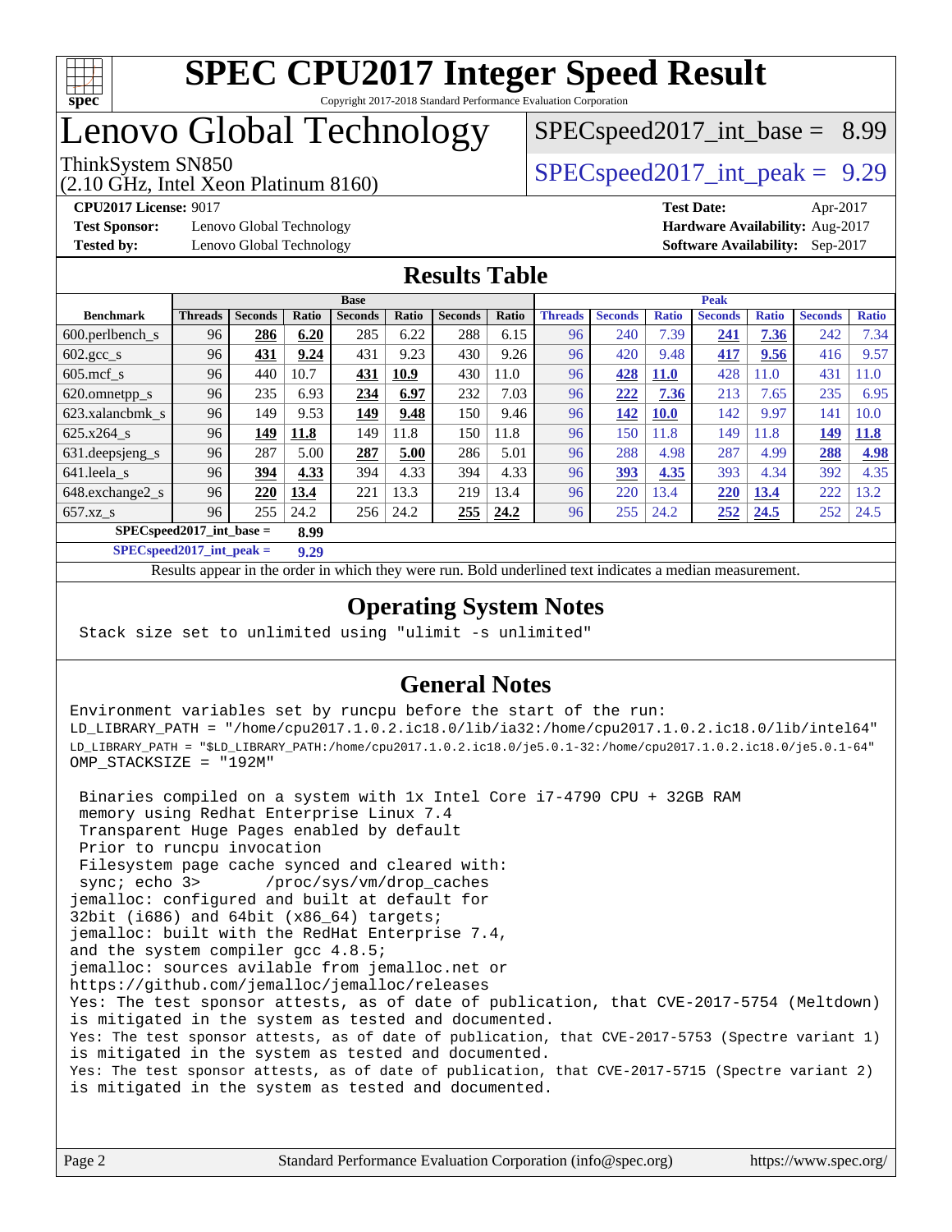# SPEC CPU2017 Integer Speed Result

Copyright 2017-2018 Standard Performance Evaluation Corporation

# Lenovo Global Technology

ThinkSystem SN850
(2.10 GHz, Intel Xeon Platinum 8160)

SPECspeed2017_int_base = 8.99

SPECspeed2017_int_peak = 9.29

**CPU2017 License:** 9017
**Test Sponsor:** Lenovo Global Technology
**Tested by:** Lenovo Global Technology

**Test Date:** Apr-2017
**Hardware Availability:** Aug-2017
**Software Availability:** Sep-2017

## Results Table

| Benchmark | Base | | | | | | | Peak | | | | | | |
|---|---|---|---|---|---|---|---|---|---|---|---|---|---|---|
| | Threads | Seconds | Ratio | Seconds | Ratio | Seconds | Ratio | Threads | Seconds | Ratio | Seconds | Ratio | Seconds | Ratio |
| 600.perlbench_s | 96 | **286** | **6.20** | 285 | 6.22 | 288 | 6.15 | 96 | 240 | 7.39 | **241** | **7.36** | 242 | 7.34 |
| 602.gcc_s | 96 | **431** | **9.24** | 431 | 9.23 | 430 | 9.26 | 96 | 420 | 9.48 | **417** | **9.56** | 416 | 9.57 |
| 605.mcf_s | 96 | 440 | 10.7 | **431** | **10.9** | 430 | 11.0 | 96 | **428** | **11.0** | 428 | 11.0 | 431 | 11.0 |
| 620.omnetpp_s | 96 | 235 | 6.93 | **234** | **6.97** | 232 | 7.03 | 96 | **222** | **7.36** | 213 | 7.65 | 235 | 6.95 |
| 623.xalancbmk_s | 96 | 149 | 9.53 | **149** | **9.48** | 150 | 9.46 | 96 | **142** | **10.0** | 142 | 9.97 | 141 | 10.0 |
| 625.x264_s | 96 | **149** | **11.8** | 149 | 11.8 | 150 | 11.8 | 96 | 150 | 11.8 | 149 | 11.8 | **149** | **11.8** |
| 631.deepsjeng_s | 96 | 287 | 5.00 | **287** | **5.00** | 286 | 5.01 | 96 | 288 | 4.98 | 287 | 4.99 | **288** | **4.98** |
| 641.leela_s | 96 | **394** | **4.33** | 394 | 4.33 | 394 | 4.33 | 96 | **393** | **4.35** | 393 | 4.34 | 392 | 4.35 |
| 648.exchange2_s | 96 | **220** | **13.4** | 221 | 13.3 | 219 | 13.4 | 96 | 220 | 13.4 | **220** | **13.4** | 222 | 13.2 |
| 657.xz_s | 96 | 255 | 24.2 | 256 | 24.2 | **255** | **24.2** | 96 | 255 | 24.2 | **252** | **24.5** | 252 | 24.5 |

**SPECspeed2017_int_base = 8.99**

**SPECspeed2017_int_peak = 9.29**

Results appear in the order in which they were run. Bold underlined text indicates a median measurement.

## Operating System Notes

```
Stack size set to unlimited using "ulimit -s unlimited"
```

## General Notes

```
Environment variables set by runcpu before the start of the run:
LD_LIBRARY_PATH = "/home/cpu2017.1.0.2.ic18.0/lib/ia32:/home/cpu2017.1.0.2.ic18.0/lib/intel64"
LD_LIBRARY_PATH = "$LD_LIBRARY_PATH:/home/cpu2017.1.0.2.ic18.0/je5.0.1-32:/home/cpu2017.1.0.2.ic18.0/je5.0.1-64"
OMP_STACKSIZE = "192M"

 Binaries compiled on a system with 1x Intel Core i7-4790 CPU + 32GB RAM
 memory using Redhat Enterprise Linux 7.4
 Transparent Huge Pages enabled by default
 Prior to runcpu invocation
 Filesystem page cache synced and cleared with:
 sync; echo 3>       /proc/sys/vm/drop_caches
jemalloc: configured and built at default for
32bit (i686) and 64bit (x86_64) targets;
jemalloc: built with the RedHat Enterprise 7.4,
and the system compiler gcc 4.8.5;
jemalloc: sources avilable from jemalloc.net or
https://github.com/jemalloc/jemalloc/releases
Yes: The test sponsor attests, as of date of publication, that CVE-2017-5754 (Meltdown)
is mitigated in the system as tested and documented.
Yes: The test sponsor attests, as of date of publication, that CVE-2017-5753 (Spectre variant 1)
is mitigated in the system as tested and documented.
Yes: The test sponsor attests, as of date of publication, that CVE-2017-5715 (Spectre variant 2)
is mitigated in the system as tested and documented.
```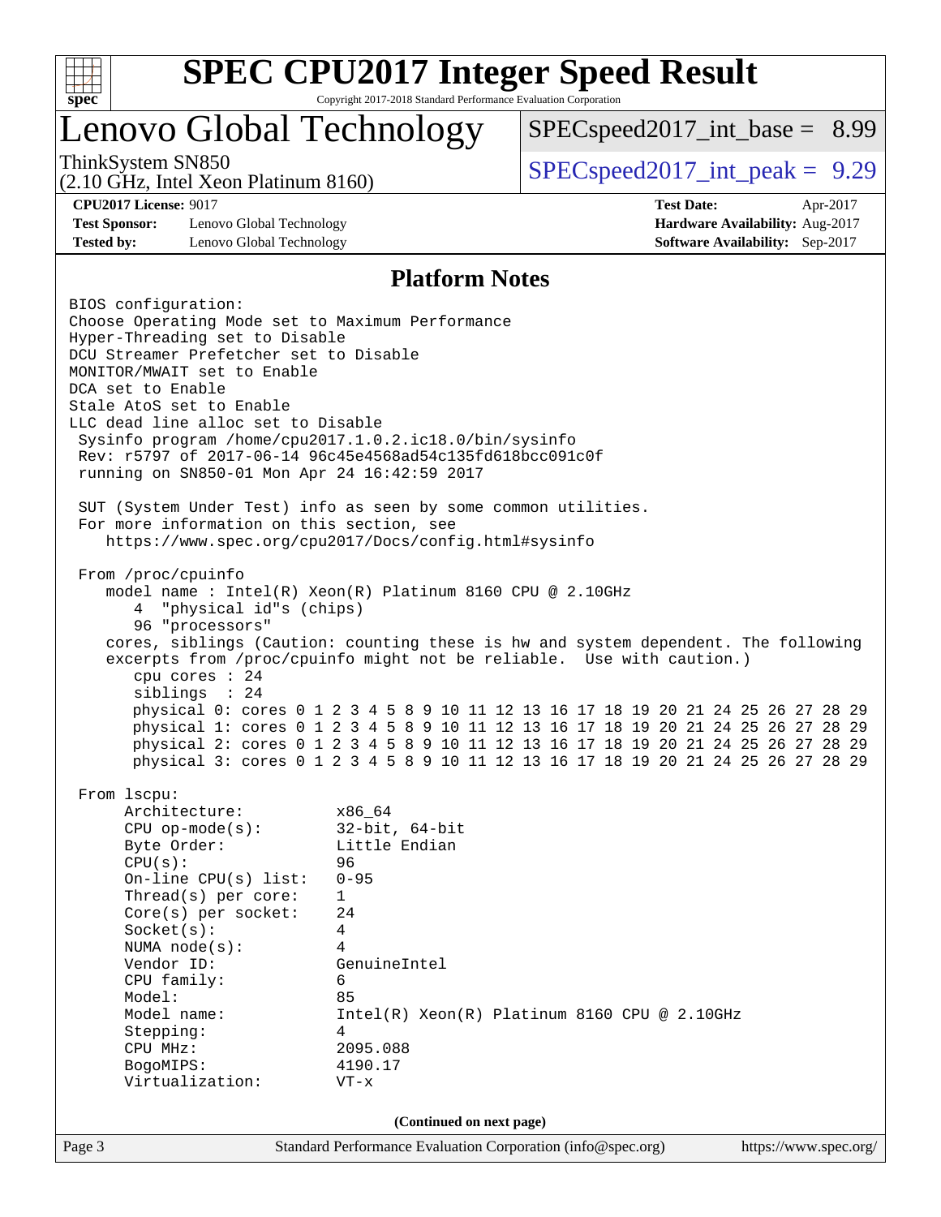# SPEC CPU2017 Integer Speed Result

Copyright 2017-2018 Standard Performance Evaluation Corporation

## Lenovo Global Technology

ThinkSystem SN850
(2.10 GHz, Intel Xeon Platinum 8160)

SPECspeed2017_int_base = 8.99

SPECspeed2017_int_peak = 9.29

**CPU2017 License:** 9017
**Test Sponsor:** Lenovo Global Technology
**Tested by:** Lenovo Global Technology

**Test Date:** Apr-2017
**Hardware Availability:** Aug-2017
**Software Availability:** Sep-2017

### Platform Notes

```
BIOS configuration:
Choose Operating Mode set to Maximum Performance
Hyper-Threading set to Disable
DCU Streamer Prefetcher set to Disable
MONITOR/MWAIT set to Enable
DCA set to Enable
Stale AtoS set to Enable
LLC dead line alloc set to Disable
 Sysinfo program /home/cpu2017.1.0.2.ic18.0/bin/sysinfo
 Rev: r5797 of 2017-06-14 96c45e4568ad54c135fd618bcc091c0f
 running on SN850-01 Mon Apr 24 16:42:59 2017

 SUT (System Under Test) info as seen by some common utilities.
 For more information on this section, see
    https://www.spec.org/cpu2017/Docs/config.html#sysinfo

 From /proc/cpuinfo
    model name : Intel(R) Xeon(R) Platinum 8160 CPU @ 2.10GHz
       4  "physical id"s (chips)
       96 "processors"
    cores, siblings (Caution: counting these is hw and system dependent. The following
    excerpts from /proc/cpuinfo might not be reliable.  Use with caution.)
       cpu cores : 24
       siblings  : 24
       physical 0: cores 0 1 2 3 4 5 8 9 10 11 12 13 16 17 18 19 20 21 24 25 26 27 28 29
       physical 1: cores 0 1 2 3 4 5 8 9 10 11 12 13 16 17 18 19 20 21 24 25 26 27 28 29
       physical 2: cores 0 1 2 3 4 5 8 9 10 11 12 13 16 17 18 19 20 21 24 25 26 27 28 29
       physical 3: cores 0 1 2 3 4 5 8 9 10 11 12 13 16 17 18 19 20 21 24 25 26 27 28 29

 From lscpu:
      Architecture:          x86_64
      CPU op-mode(s):        32-bit, 64-bit
      Byte Order:            Little Endian
      CPU(s):                96
      On-line CPU(s) list:   0-95
      Thread(s) per core:    1
      Core(s) per socket:    24
      Socket(s):             4
      NUMA node(s):          4
      Vendor ID:             GenuineIntel
      CPU family:            6
      Model:                 85
      Model name:            Intel(R) Xeon(R) Platinum 8160 CPU @ 2.10GHz
      Stepping:              4
      CPU MHz:               2095.088
      BogoMIPS:              4190.17
      Virtualization:        VT-x
```

**(Continued on next page)**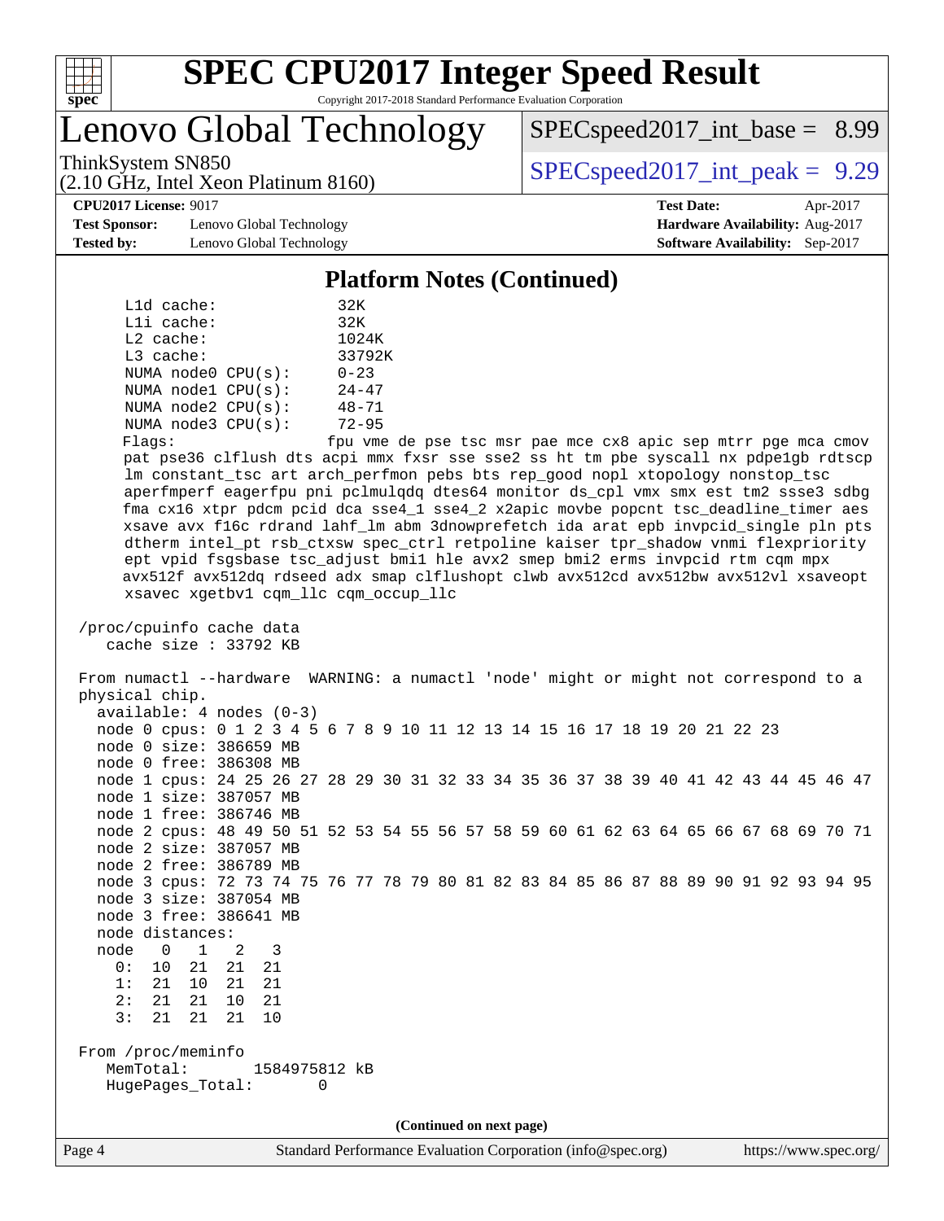# SPEC CPU2017 Integer Speed Result

Copyright 2017-2018 Standard Performance Evaluation Corporation

## Lenovo Global Technology

ThinkSystem SN850
(2.10 GHz, Intel Xeon Platinum 8160)

SPECspeed2017_int_base = 8.99

SPECspeed2017_int_peak = 9.29

**CPU2017 License:** 9017
**Test Sponsor:** Lenovo Global Technology
**Tested by:** Lenovo Global Technology

**Test Date:** Apr-2017
**Hardware Availability:** Aug-2017
**Software Availability:** Sep-2017

### Platform Notes (Continued)

```
     L1d cache:             32K
     L1i cache:             32K
     L2 cache:              1024K
     L3 cache:              33792K
     NUMA node0 CPU(s):     0-23
     NUMA node1 CPU(s):     24-47
     NUMA node2 CPU(s):     48-71
     NUMA node3 CPU(s):     72-95
     Flags:                 fpu vme de pse tsc msr pae mce cx8 apic sep mtrr pge mca cmov
     pat pse36 clflush dts acpi mmx fxsr sse sse2 ss ht tm pbe syscall nx pdpe1gb rdtscp
     lm constant_tsc art arch_perfmon pebs bts rep_good nopl xtopology nonstop_tsc
     aperfmperf eagerfpu pni pclmulqdq dtes64 monitor ds_cpl vmx smx est tm2 ssse3 sdbg
     fma cx16 xtpr pdcm pcid dca sse4_1 sse4_2 x2apic movbe popcnt tsc_deadline_timer aes
     xsave avx f16c rdrand lahf_lm abm 3dnowprefetch ida arat epb invpcid_single pln pts
     dtherm intel_pt rsb_ctxsw spec_ctrl retpoline kaiser tpr_shadow vnmi flexpriority
     ept vpid fsgsbase tsc_adjust bmi1 hle avx2 smep bmi2 erms invpcid rtm cqm mpx
     avx512f avx512dq rdseed adx smap clflushopt clwb avx512cd avx512bw avx512vl xsaveopt
     xsavec xgetbv1 cqm_llc cqm_occup_llc

 /proc/cpuinfo cache data
    cache size : 33792 KB

 From numactl --hardware  WARNING: a numactl 'node' might or might not correspond to a
 physical chip.
   available: 4 nodes (0-3)
   node 0 cpus: 0 1 2 3 4 5 6 7 8 9 10 11 12 13 14 15 16 17 18 19 20 21 22 23
   node 0 size: 386659 MB
   node 0 free: 386308 MB
   node 1 cpus: 24 25 26 27 28 29 30 31 32 33 34 35 36 37 38 39 40 41 42 43 44 45 46 47
   node 1 size: 387057 MB
   node 1 free: 386746 MB
   node 2 cpus: 48 49 50 51 52 53 54 55 56 57 58 59 60 61 62 63 64 65 66 67 68 69 70 71
   node 2 size: 387057 MB
   node 2 free: 386789 MB
   node 3 cpus: 72 73 74 75 76 77 78 79 80 81 82 83 84 85 86 87 88 89 90 91 92 93 94 95
   node 3 size: 387054 MB
   node 3 free: 386641 MB
   node distances:
   node   0   1   2   3
     0:  10  21  21  21
     1:  21  10  21  21
     2:  21  21  10  21
     3:  21  21  21  10

 From /proc/meminfo
    MemTotal:       1584975812 kB
    HugePages_Total:       0
```

(Continued on next page)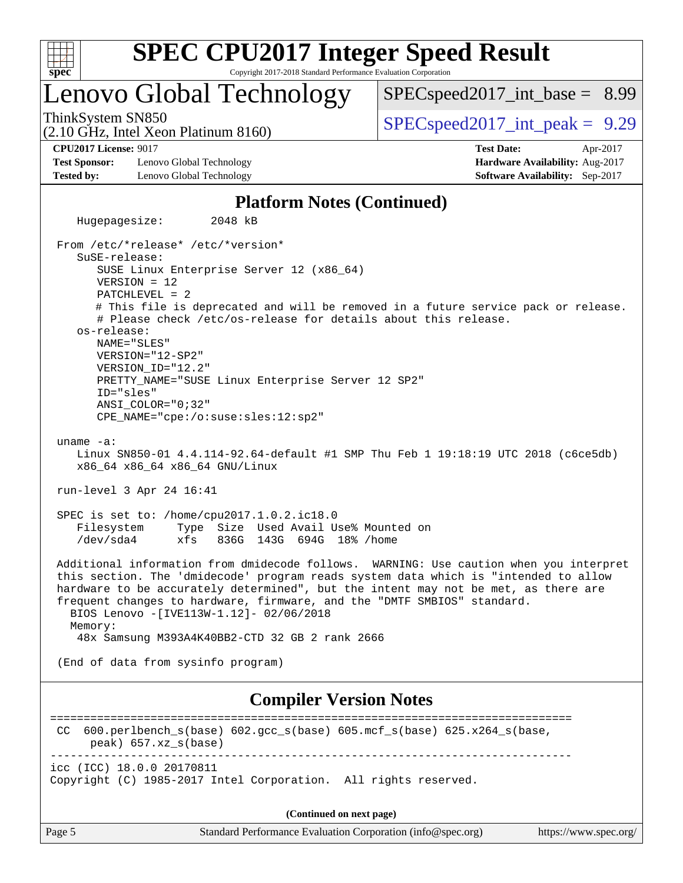## Platform Notes (Continued)

```
   Hugepagesize:        2048 kB

 From /etc/*release* /etc/*version*
   SuSE-release:
      SUSE Linux Enterprise Server 12 (x86_64)
      VERSION = 12
      PATCHLEVEL = 2
      # This file is deprecated and will be removed in a future service pack or release.
      # Please check /etc/os-release for details about this release.
   os-release:
      NAME="SLES"
      VERSION="12-SP2"
      VERSION_ID="12.2"
      PRETTY_NAME="SUSE Linux Enterprise Server 12 SP2"
      ID="sles"
      ANSI_COLOR="0;32"
      CPE_NAME="cpe:/o:suse:sles:12:sp2"

 uname -a:
    Linux SN850-01 4.4.114-92.64-default #1 SMP Thu Feb 1 19:18:19 UTC 2018 (c6ce5db)
    x86_64 x86_64 x86_64 GNU/Linux

 run-level 3 Apr 24 16:41

 SPEC is set to: /home/cpu2017.1.0.2.ic18.0
    Filesystem     Type  Size  Used Avail Use% Mounted on
    /dev/sda4      xfs   836G  143G  694G  18% /home

 Additional information from dmidecode follows.  WARNING: Use caution when you interpret
 this section. The 'dmidecode' program reads system data which is "intended to allow
 hardware to be accurately determined", but the intent may not be met, as there are
 frequent changes to hardware, firmware, and the "DMTF SMBIOS" standard.
   BIOS Lenovo -[IVE113W-1.12]- 02/06/2018
   Memory:
    48x Samsung M393A4K40BB2-CTD 32 GB 2 rank 2666

 (End of data from sysinfo program)
```

## Compiler Version Notes

```
==============================================================================
 CC  600.perlbench_s(base) 602.gcc_s(base) 605.mcf_s(base) 625.x264_s(base,
      peak) 657.xz_s(base)
------------------------------------------------------------------------------
icc (ICC) 18.0.0 20170811
Copyright (C) 1985-2017 Intel Corporation.  All rights reserved.
```

(Continued on next page)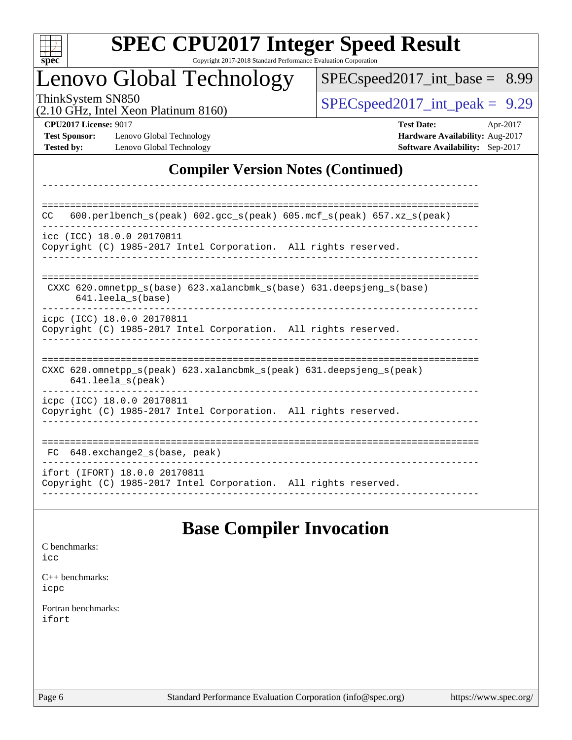# Lenovo Global Technology

ThinkSystem SN850
(2.10 GHz, Intel Xeon Platinum 8160)

SPECspeed2017_int_base = 8.99

SPECspeed2017_int_peak = 9.29

**CPU2017 License:** 9017
**Test Sponsor:** Lenovo Global Technology
**Tested by:** Lenovo Global Technology

**Test Date:** Apr-2017
**Hardware Availability:** Aug-2017
**Software Availability:** Sep-2017

## Compiler Version Notes (Continued)

```
------------------------------------------------------------------------------

==============================================================================
CC   600.perlbench_s(peak) 602.gcc_s(peak) 605.mcf_s(peak) 657.xz_s(peak)
------------------------------------------------------------------------------
icc (ICC) 18.0.0 20170811
Copyright (C) 1985-2017 Intel Corporation.  All rights reserved.
------------------------------------------------------------------------------

==============================================================================
 CXXC 620.omnetpp_s(base) 623.xalancbmk_s(base) 631.deepsjeng_s(base)
      641.leela_s(base)
------------------------------------------------------------------------------
icpc (ICC) 18.0.0 20170811
Copyright (C) 1985-2017 Intel Corporation.  All rights reserved.
------------------------------------------------------------------------------

==============================================================================
CXXC 620.omnetpp_s(peak) 623.xalancbmk_s(peak) 631.deepsjeng_s(peak)
     641.leela_s(peak)
------------------------------------------------------------------------------
icpc (ICC) 18.0.0 20170811
Copyright (C) 1985-2017 Intel Corporation.  All rights reserved.
------------------------------------------------------------------------------

==============================================================================
 FC  648.exchange2_s(base, peak)
------------------------------------------------------------------------------
ifort (IFORT) 18.0.0 20170811
Copyright (C) 1985-2017 Intel Corporation.  All rights reserved.
------------------------------------------------------------------------------
```

## Base Compiler Invocation

C benchmarks:
icc

C++ benchmarks:
icpc

Fortran benchmarks:
ifort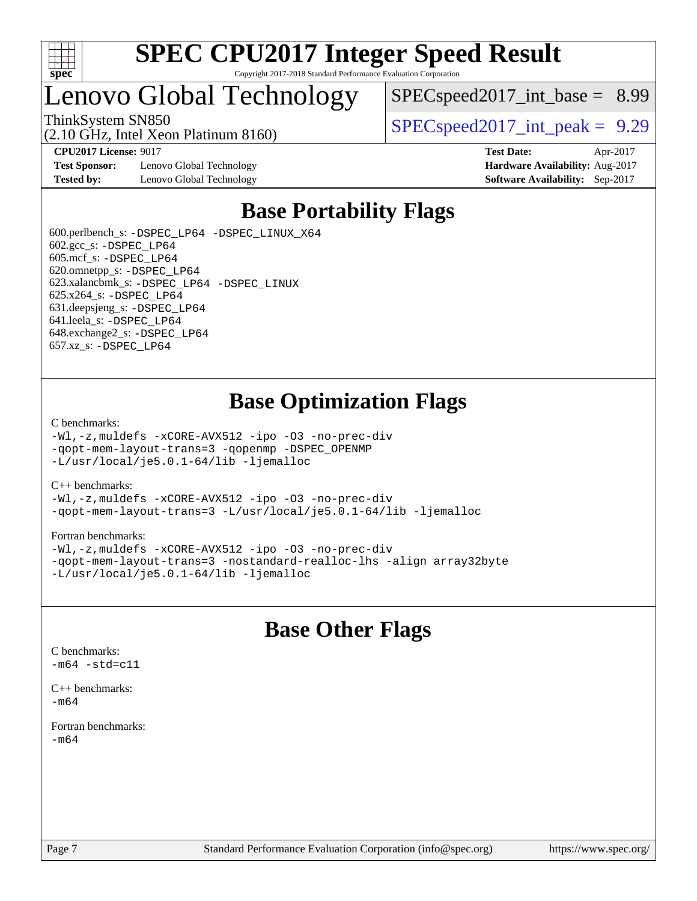# Base Portability Flags

600.perlbench_s: -DSPEC_LP64 -DSPEC_LINUX_X64
602.gcc_s: -DSPEC_LP64
605.mcf_s: -DSPEC_LP64
620.omnetpp_s: -DSPEC_LP64
623.xalancbmk_s: -DSPEC_LP64 -DSPEC_LINUX
625.x264_s: -DSPEC_LP64
631.deepsjeng_s: -DSPEC_LP64
641.leela_s: -DSPEC_LP64
648.exchange2_s: -DSPEC_LP64
657.xz_s: -DSPEC_LP64

# Base Optimization Flags

C benchmarks:
-Wl,-z,muldefs -xCORE-AVX512 -ipo -O3 -no-prec-div
-qopt-mem-layout-trans=3 -qopenmp -DSPEC_OPENMP
-L/usr/local/je5.0.1-64/lib -ljemalloc

C++ benchmarks:
-Wl,-z,muldefs -xCORE-AVX512 -ipo -O3 -no-prec-div
-qopt-mem-layout-trans=3 -L/usr/local/je5.0.1-64/lib -ljemalloc

Fortran benchmarks:
-Wl,-z,muldefs -xCORE-AVX512 -ipo -O3 -no-prec-div
-qopt-mem-layout-trans=3 -nostandard-realloc-lhs -align array32byte
-L/usr/local/je5.0.1-64/lib -ljemalloc

# Base Other Flags

C benchmarks:
-m64 -std=c11

C++ benchmarks:
-m64

Fortran benchmarks:
-m64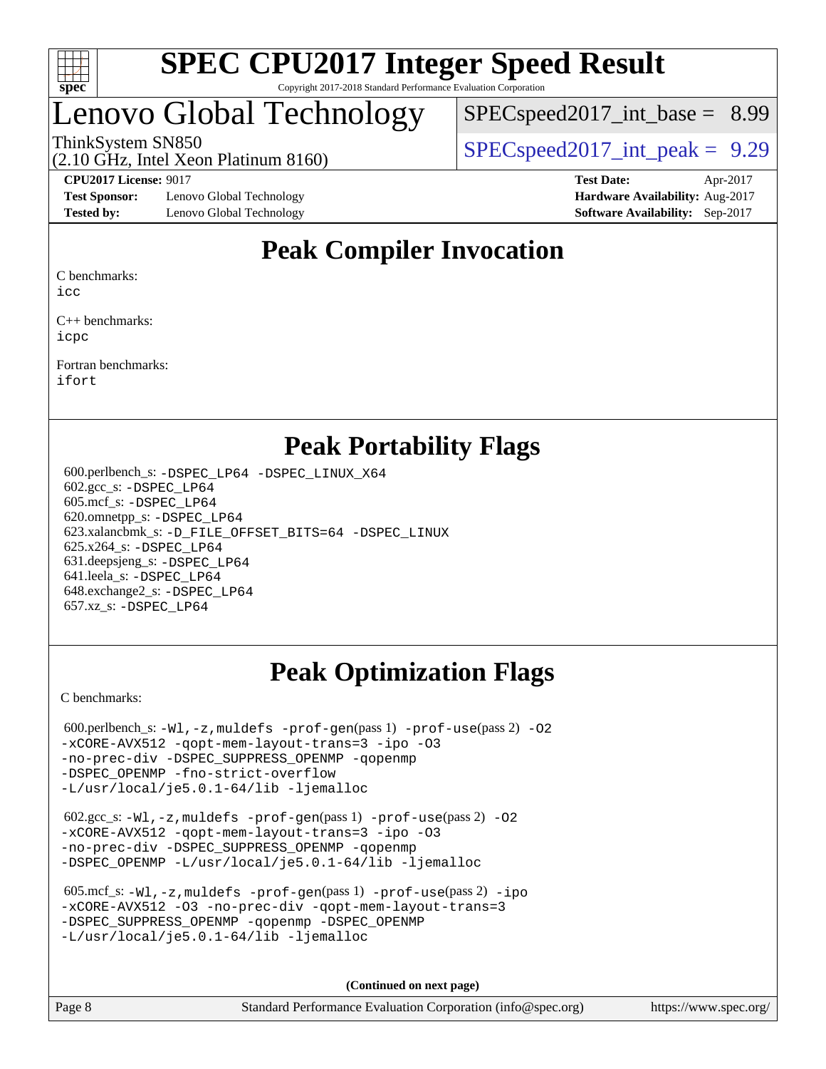# SPEC CPU2017 Integer Speed Result

Copyright 2017-2018 Standard Performance Evaluation Corporation

# Lenovo Global Technology

ThinkSystem SN850
(2.10 GHz, Intel Xeon Platinum 8160)

SPECspeed2017_int_base = 8.99

SPECspeed2017_int_peak = 9.29

**CPU2017 License:** 9017
**Test Sponsor:** Lenovo Global Technology
**Tested by:** Lenovo Global Technology

**Test Date:** Apr-2017
**Hardware Availability:** Aug-2017
**Software Availability:** Sep-2017

## Peak Compiler Invocation

C benchmarks:
icc

C++ benchmarks:
icpc

Fortran benchmarks:
ifort

## Peak Portability Flags

600.perlbench_s: -DSPEC_LP64 -DSPEC_LINUX_X64
602.gcc_s: -DSPEC_LP64
605.mcf_s: -DSPEC_LP64
620.omnetpp_s: -DSPEC_LP64
623.xalancbmk_s: -D_FILE_OFFSET_BITS=64 -DSPEC_LINUX
625.x264_s: -DSPEC_LP64
631.deepsjeng_s: -DSPEC_LP64
641.leela_s: -DSPEC_LP64
648.exchange2_s: -DSPEC_LP64
657.xz_s: -DSPEC_LP64

## Peak Optimization Flags

C benchmarks:

600.perlbench_s: -Wl,-z,muldefs -prof-gen(pass 1) -prof-use(pass 2) -O2 -xCORE-AVX512 -qopt-mem-layout-trans=3 -ipo -O3 -no-prec-div -DSPEC_SUPPRESS_OPENMP -qopenmp -DSPEC_OPENMP -fno-strict-overflow -L/usr/local/je5.0.1-64/lib -ljemalloc

602.gcc_s: -Wl,-z,muldefs -prof-gen(pass 1) -prof-use(pass 2) -O2 -xCORE-AVX512 -qopt-mem-layout-trans=3 -ipo -O3 -no-prec-div -DSPEC_SUPPRESS_OPENMP -qopenmp -DSPEC_OPENMP -L/usr/local/je5.0.1-64/lib -ljemalloc

605.mcf_s: -Wl,-z,muldefs -prof-gen(pass 1) -prof-use(pass 2) -ipo -xCORE-AVX512 -O3 -no-prec-div -qopt-mem-layout-trans=3 -DSPEC_SUPPRESS_OPENMP -qopenmp -DSPEC_OPENMP -L/usr/local/je5.0.1-64/lib -ljemalloc

**(Continued on next page)**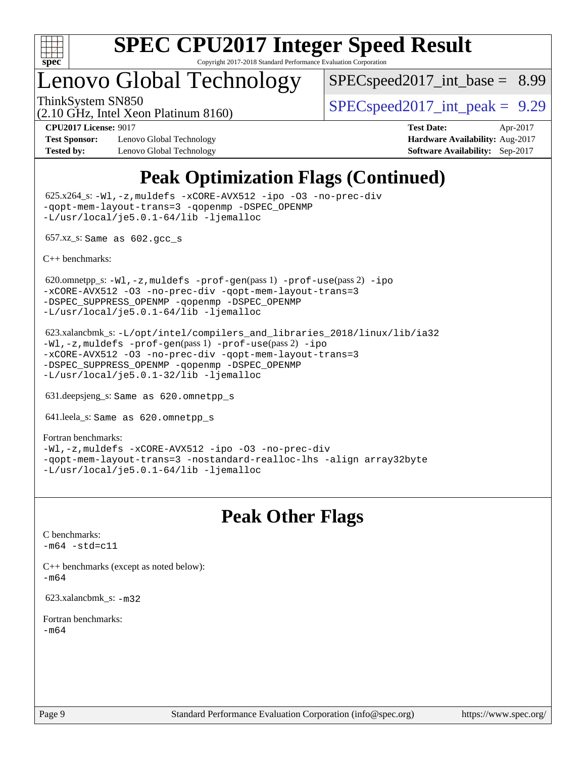# Peak Optimization Flags (Continued)

625.x264_s: -Wl,-z,muldefs -xCORE-AVX512 -ipo -O3 -no-prec-div -qopt-mem-layout-trans=3 -qopenmp -DSPEC_OPENMP -L/usr/local/je5.0.1-64/lib -ljemalloc

657.xz_s: Same as 602.gcc_s

C++ benchmarks:

620.omnetpp_s: -Wl,-z,muldefs -prof-gen(pass 1) -prof-use(pass 2) -ipo -xCORE-AVX512 -O3 -no-prec-div -qopt-mem-layout-trans=3 -DSPEC_SUPPRESS_OPENMP -qopenmp -DSPEC_OPENMP -L/usr/local/je5.0.1-64/lib -ljemalloc

623.xalancbmk_s: -L/opt/intel/compilers_and_libraries_2018/linux/lib/ia32 -Wl,-z,muldefs -prof-gen(pass 1) -prof-use(pass 2) -ipo -xCORE-AVX512 -O3 -no-prec-div -qopt-mem-layout-trans=3 -DSPEC_SUPPRESS_OPENMP -qopenmp -DSPEC_OPENMP -L/usr/local/je5.0.1-32/lib -ljemalloc

631.deepsjeng_s: Same as 620.omnetpp_s

641.leela_s: Same as 620.omnetpp_s

Fortran benchmarks:
-Wl,-z,muldefs -xCORE-AVX512 -ipo -O3 -no-prec-div -qopt-mem-layout-trans=3 -nostandard-realloc-lhs -align array32byte -L/usr/local/je5.0.1-64/lib -ljemalloc

# Peak Other Flags

C benchmarks:
-m64 -std=c11

C++ benchmarks (except as noted below):
-m64

623.xalancbmk_s: -m32

Fortran benchmarks:
-m64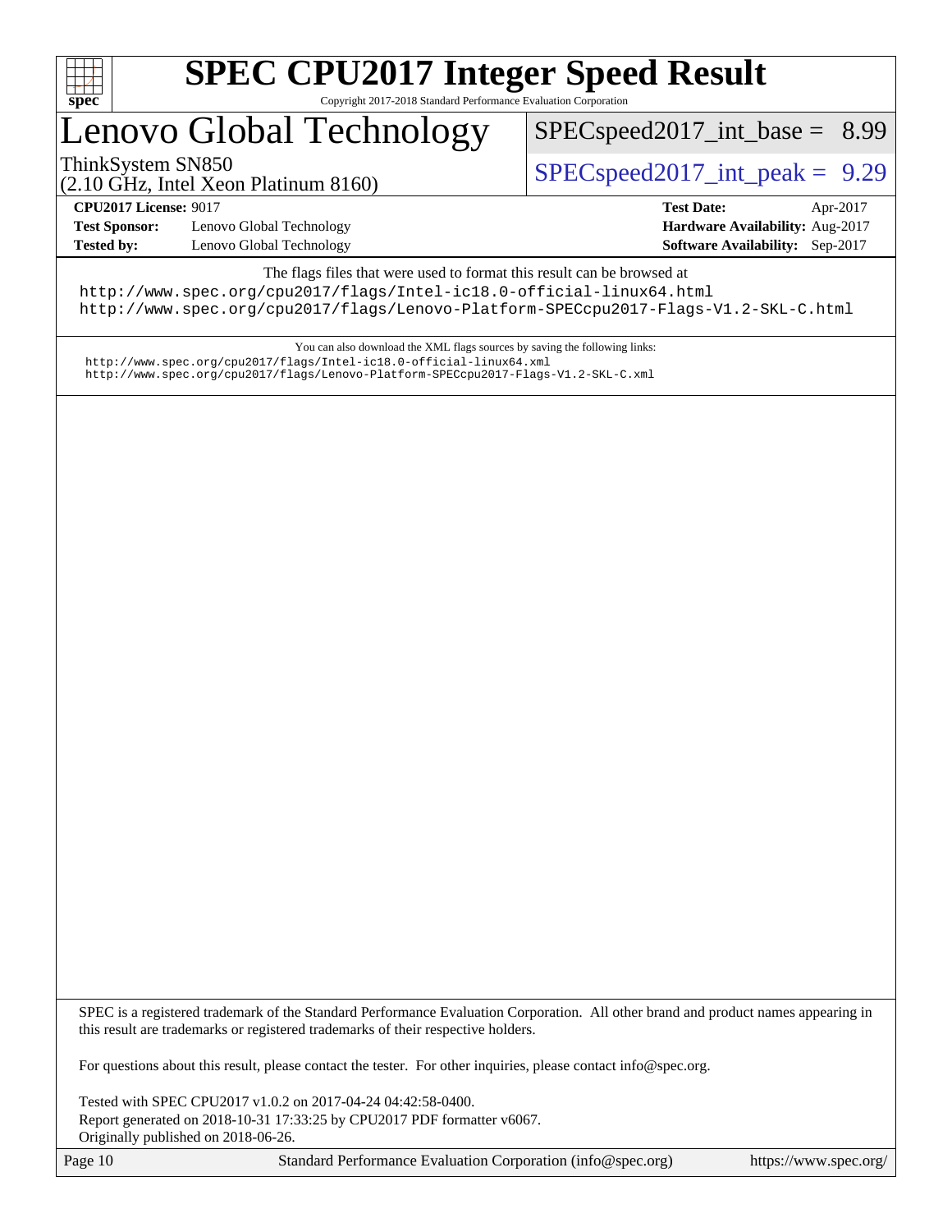The flags files that were used to format this result can be browsed at
http://www.spec.org/cpu2017/flags/Intel-ic18.0-official-linux64.html
http://www.spec.org/cpu2017/flags/Lenovo-Platform-SPECcpu2017-Flags-V1.2-SKL-C.html

You can also download the XML flags sources by saving the following links:
http://www.spec.org/cpu2017/flags/Intel-ic18.0-official-linux64.xml
http://www.spec.org/cpu2017/flags/Lenovo-Platform-SPECcpu2017-Flags-V1.2-SKL-C.xml

SPEC is a registered trademark of the Standard Performance Evaluation Corporation. All other brand and product names appearing in this result are trademarks or registered trademarks of their respective holders.

For questions about this result, please contact the tester. For other inquiries, please contact info@spec.org.

Tested with SPEC CPU2017 v1.0.2 on 2017-04-24 04:42:58-0400.
Report generated on 2018-10-31 17:33:25 by CPU2017 PDF formatter v6067.
Originally published on 2018-06-26.